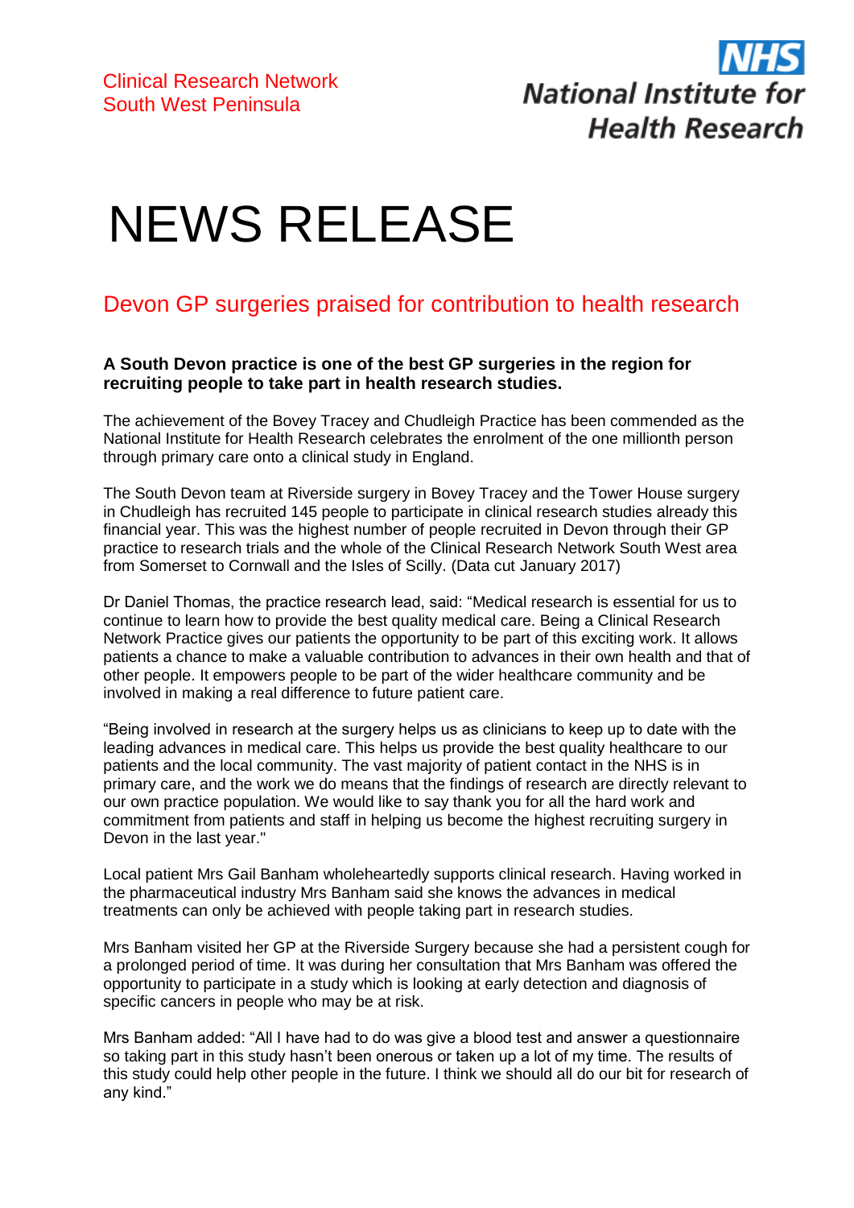Clinical Research Network
South West Peninsula

NHS
National Institute for Health Research

# NEWS RELEASE

## Devon GP surgeries praised for contribution to health research

**A South Devon practice is one of the best GP surgeries in the region for recruiting people to take part in health research studies.**

The achievement of the Bovey Tracey and Chudleigh Practice has been commended as the National Institute for Health Research celebrates the enrolment of the one millionth person through primary care onto a clinical study in England.

The South Devon team at Riverside surgery in Bovey Tracey and the Tower House surgery in Chudleigh has recruited 145 people to participate in clinical research studies already this financial year. This was the highest number of people recruited in Devon through their GP practice to research trials and the whole of the Clinical Research Network South West area from Somerset to Cornwall and the Isles of Scilly. (Data cut January 2017)

Dr Daniel Thomas, the practice research lead, said: “Medical research is essential for us to continue to learn how to provide the best quality medical care. Being a Clinical Research Network Practice gives our patients the opportunity to be part of this exciting work. It allows patients a chance to make a valuable contribution to advances in their own health and that of other people. It empowers people to be part of the wider healthcare community and be involved in making a real difference to future patient care.

“Being involved in research at the surgery helps us as clinicians to keep up to date with the leading advances in medical care. This helps us provide the best quality healthcare to our patients and the local community. The vast majority of patient contact in the NHS is in primary care, and the work we do means that the findings of research are directly relevant to our own practice population. We would like to say thank you for all the hard work and commitment from patients and staff in helping us become the highest recruiting surgery in Devon in the last year."

Local patient Mrs Gail Banham wholeheartedly supports clinical research. Having worked in the pharmaceutical industry Mrs Banham said she knows the advances in medical treatments can only be achieved with people taking part in research studies.

Mrs Banham visited her GP at the Riverside Surgery because she had a persistent cough for a prolonged period of time. It was during her consultation that Mrs Banham was offered the opportunity to participate in a study which is looking at early detection and diagnosis of specific cancers in people who may be at risk.

Mrs Banham added: “All I have had to do was give a blood test and answer a questionnaire so taking part in this study hasn’t been onerous or taken up a lot of my time. The results of this study could help other people in the future. I think we should all do our bit for research of any kind.”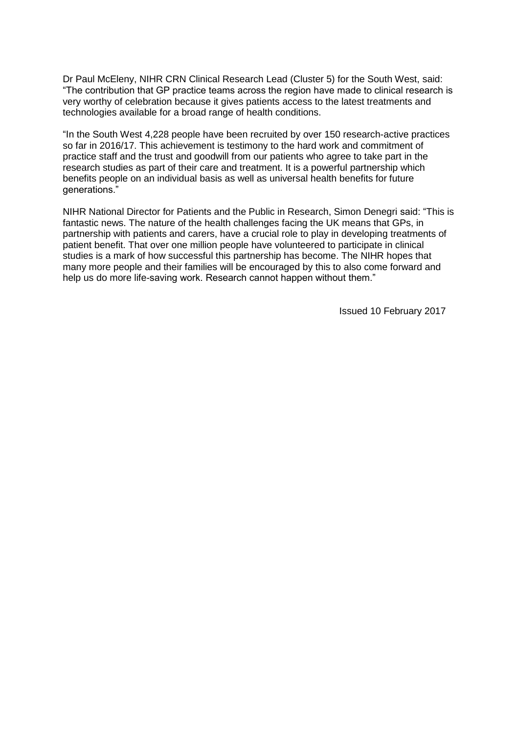Dr Paul McEleny, NIHR CRN Clinical Research Lead (Cluster 5) for the South West, said: "The contribution that GP practice teams across the region have made to clinical research is very worthy of celebration because it gives patients access to the latest treatments and technologies available for a broad range of health conditions.

"In the South West 4,228 people have been recruited by over 150 research-active practices so far in 2016/17. This achievement is testimony to the hard work and commitment of practice staff and the trust and goodwill from our patients who agree to take part in the research studies as part of their care and treatment. It is a powerful partnership which benefits people on an individual basis as well as universal health benefits for future generations."

NIHR National Director for Patients and the Public in Research, Simon Denegri said: "This is fantastic news. The nature of the health challenges facing the UK means that GPs, in partnership with patients and carers, have a crucial role to play in developing treatments of patient benefit. That over one million people have volunteered to participate in clinical studies is a mark of how successful this partnership has become. The NIHR hopes that many more people and their families will be encouraged by this to also come forward and help us do more life-saving work. Research cannot happen without them."

Issued 10 February 2017